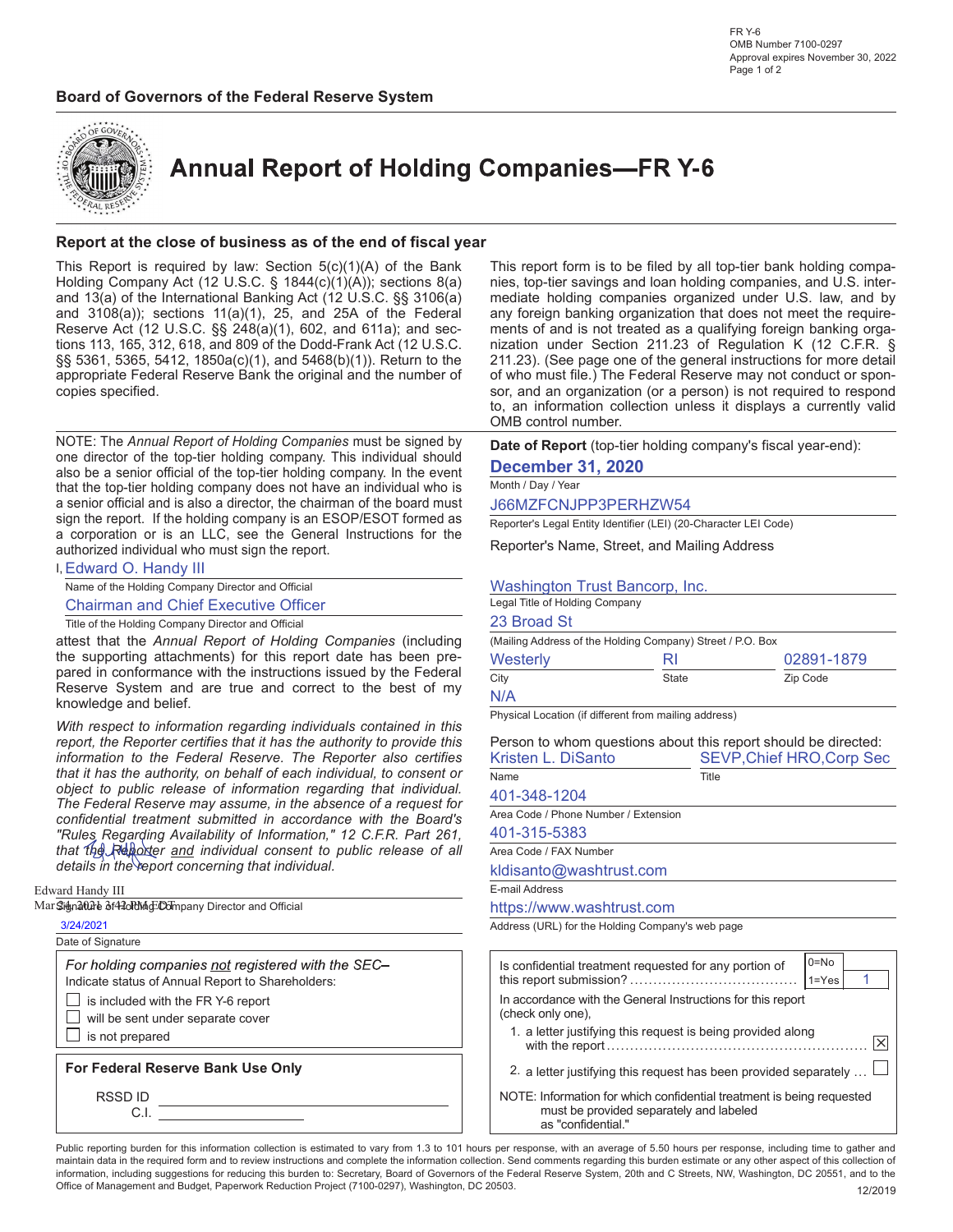FR Y-6
OMB Number 7100-0297
Approval expires November 30, 2022

**Board of Governors of the Federal Reserve System**

# Annual Report of Holding Companies—FR Y-6

## Report at the close of business as of the end of fiscal year

This Report is required by law: Section 5(c)(1)(A) of the Bank Holding Company Act (12 U.S.C. § 1844(c)(1)(A)); sections 8(a) and 13(a) of the International Banking Act (12 U.S.C. §§ 3106(a) and 3108(a)); sections 11(a)(1), 25, and 25A of the Federal Reserve Act (12 U.S.C. §§ 248(a)(1), 602, and 611a); and sections 113, 165, 312, 618, and 809 of the Dodd-Frank Act (12 U.S.C. §§ 5361, 5365, 5412, 1850a(c)(1), and 5468(b)(1)). Return to the appropriate Federal Reserve Bank the original and the number of copies specified.

This report form is to be filed by all top-tier bank holding companies, top-tier savings and loan holding companies, and U.S. intermediate holding companies organized under U.S. law, and by any foreign banking organization that does not meet the requirements of and is not treated as a qualifying foreign banking organization under Section 211.23 of Regulation K (12 C.F.R. § 211.23). (See page one of the general instructions for more detail of who must file.) The Federal Reserve may not conduct or sponsor, and an organization (or a person) is not required to respond to, an information collection unless it displays a currently valid OMB control number.

NOTE: The *Annual Report of Holding Companies* must be signed by one director of the top-tier holding company. This individual should also be a senior official of the top-tier holding company. In the event that the top-tier holding company does not have an individual who is a senior official and is also a director, the chairman of the board must sign the report. If the holding company is an ESOP/ESOT formed as a corporation or is an LLC, see the General Instructions for the authorized individual who must sign the report.

I, Edward O. Handy III
Name of the Holding Company Director and Official

Chairman and Chief Executive Officer
Title of the Holding Company Director and Official

attest that the *Annual Report of Holding Companies* (including the supporting attachments) for this report date has been prepared in conformance with the instructions issued by the Federal Reserve System and are true and correct to the best of my knowledge and belief.

*With respect to information regarding individuals contained in this report, the Reporter certifies that it has the authority to provide this information to the Federal Reserve. The Reporter also certifies that it has the authority, on behalf of each individual, to consent or object to public release of information regarding that individual. The Federal Reserve may assume, in the absence of a request for confidential treatment submitted in accordance with the Board's "Rules Regarding Availability of Information," 12 C.F.R. Part 261, that the Reporter and individual consent to public release of all details in the report concerning that individual.*

Edward Handy III
Mar 24, 2021 3:42 PM EDT
Signature of Holding Company Director and Official

3/24/2021
Date of Signature

*For holding companies not registered with the SEC–*
Indicate status of Annual Report to Shareholders:

- ☐ is included with the FR Y-6 report
- ☐ will be sent under separate cover
- ☐ is not prepared

**For Federal Reserve Bank Use Only**

RSSD ID ______

C.I. ______

**Date of Report** (top-tier holding company's fiscal year-end):
**December 31, 2020**
Month / Day / Year

J66MZFCNJPP3PERHZW54
Reporter's Legal Entity Identifier (LEI) (20-Character LEI Code)

Reporter's Name, Street, and Mailing Address

Washington Trust Bancorp, Inc.
Legal Title of Holding Company

23 Broad St
(Mailing Address of the Holding Company) Street / P.O. Box

| Westerly | RI | 02891-1879 |
|---|---|---|
| City | State | Zip Code |

N/A
Physical Location (if different from mailing address)

Person to whom questions about this report should be directed:

| Kristen L. DiSanto | SEVP,Chief HRO,Corp Sec |
|---|---|
| Name | Title |

401-348-1204
Area Code / Phone Number / Extension

401-315-5383
Area Code / FAX Number

kldisanto@washtrust.com
E-mail Address

https://www.washtrust.com
Address (URL) for the Holding Company's web page

Is confidential treatment requested for any portion of this report submission? (0=No, 1=Yes) **1**

In accordance with the General Instructions for this report (check only one),

1. a letter justifying this request is being provided along with the report ☒
2. a letter justifying this request has been provided separately ☐

NOTE: Information for which confidential treatment is being requested must be provided separately and labeled as "confidential."

Public reporting burden for this information collection is estimated to vary from 1.3 to 101 hours per response, with an average of 5.50 hours per response, including time to gather and maintain data in the required form and to review instructions and complete the information collection. Send comments regarding this burden estimate or any other aspect of this collection of information, including suggestions for reducing this burden to: Secretary, Board of Governors of the Federal Reserve System, 20th and C Streets, NW, Washington, DC 20551, and to the Office of Management and Budget, Paperwork Reduction Project (7100-0297), Washington, DC 20503.

12/2019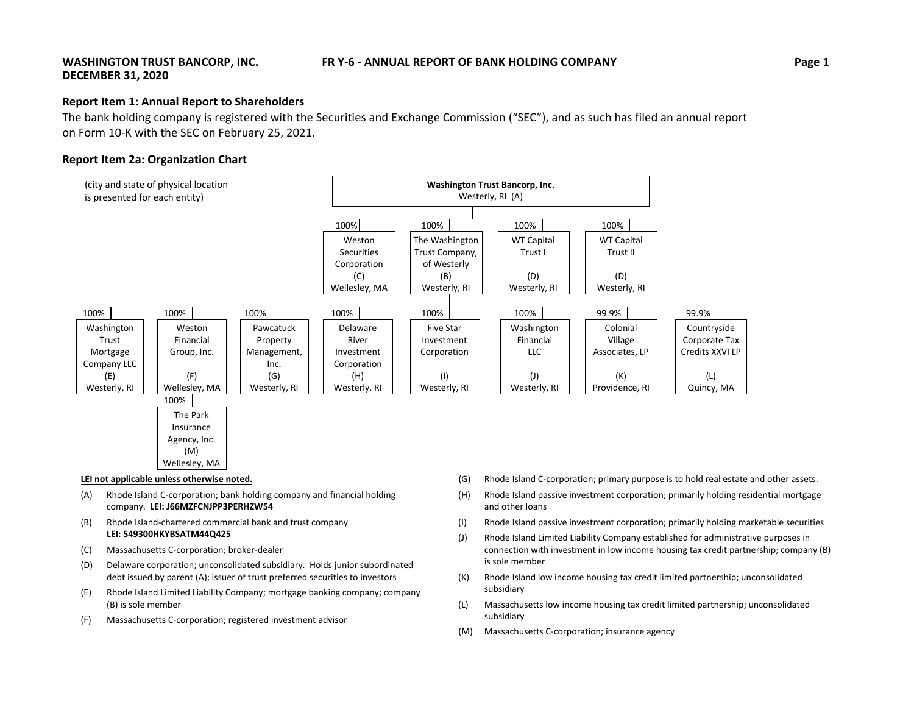**WASHINGTON TRUST BANCORP, INC.**
**DECEMBER 31, 2020**

**FR Y-6 - ANNUAL REPORT OF BANK HOLDING COMPANY**

**Report Item 1: Annual Report to Shareholders**

The bank holding company is registered with the Securities and Exchange Commission ("SEC"), and as such has filed an annual report on Form 10-K with the SEC on February 25, 2021.

**Report Item 2a: Organization Chart**

(city and state of physical location is presented for each entity)

- **Washington Trust Bancorp, Inc.**, Westerly, RI (A)
  - 100% Weston Securities Corporation (C), Wellesley, MA
  - 100% The Washington Trust Company, of Westerly (B), Westerly, RI
    - 100% Washington Trust Mortgage Company LLC (E), Westerly, RI
    - 100% Weston Financial Group, Inc. (F), Wellesley, MA
      - 100% The Park Insurance Agency, Inc. (M), Wellesley, MA
    - 100% Pawcatuck Property Management, Inc. (G), Westerly, RI
    - 100% Delaware River Investment Corporation (H), Westerly, RI
    - 100% Five Star Investment Corporation (I), Westerly, RI
    - 100% Washington Financial LLC (J), Westerly, RI
    - 99.9% Colonial Village Associates, LP (K), Providence, RI
    - 99.9% Countryside Corporate Tax Credits XXVI LP (L), Quincy, MA
  - 100% WT Capital Trust I (D), Westerly, RI
  - 100% WT Capital Trust II (D), Westerly, RI

**LEI not applicable unless otherwise noted.**

(A) Rhode Island C-corporation; bank holding company and financial holding company. **LEI: J66MZFCNJPP3PERHZW54**

(B) Rhode Island-chartered commercial bank and trust company **LEI: 549300HKYBSATM44Q425**

(C) Massachusetts C-corporation; broker-dealer

(D) Delaware corporation; unconsolidated subsidiary. Holds junior subordinated debt issued by parent (A); issuer of trust preferred securities to investors

(E) Rhode Island Limited Liability Company; mortgage banking company; company (B) is sole member

(F) Massachusetts C-corporation; registered investment advisor

(G) Rhode Island C-corporation; primary purpose is to hold real estate and other assets.

(H) Rhode Island passive investment corporation; primarily holding residential mortgage and other loans

(I) Rhode Island passive investment corporation; primarily holding marketable securities

(J) Rhode Island Limited Liability Company established for administrative purposes in connection with investment in low income housing tax credit partnership; company (B) is sole member

(K) Rhode Island low income housing tax credit limited partnership; unconsolidated subsidiary

(L) Massachusetts low income housing tax credit limited partnership; unconsolidated subsidiary

(M) Massachusetts C-corporation; insurance agency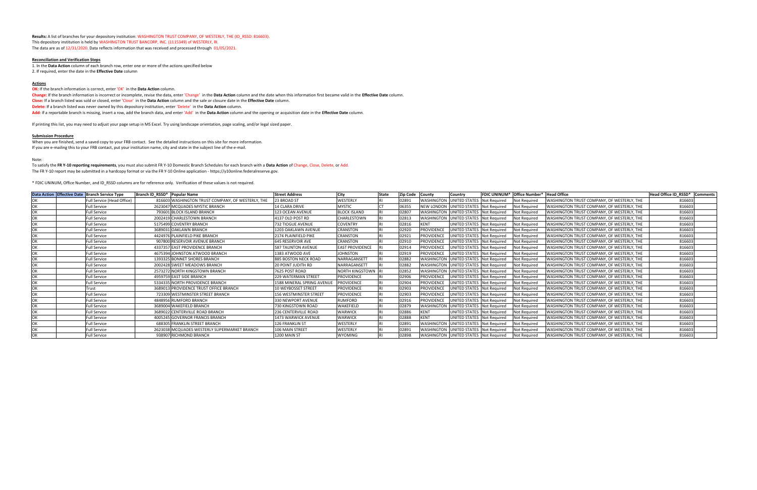**Results:** A list of branches for your depository institution: WASHINGTON TRUST COMPANY, OF WESTERLY, THE (ID_RSSD: 816603).
This depository institution is held by WASHINGTON TRUST BANCORP, INC. (1115349) of WESTERLY, RI.
The data are as of 12/31/2020. Data reflects information that was received and processed through 01/05/2021.

**Reconciliation and Verification Steps**

1. In the **Data Action** column of each branch row, enter one or more of the actions specified below
2. If required, enter the date in the **Effective Date** column

**Actions**

**OK:** If the branch information is correct, enter 'OK' in the **Data Action** column.
**Change:** If the branch information is incorrect or incomplete, revise the data, enter 'Change' in the **Data Action** column and the date when this information first became valid in the **Effective Date** column.
**Close:** If a branch listed was sold or closed, enter 'Close' in the **Data Action** column and the sale or closure date in the **Effective Date** column.
**Delete:** If a branch listed was never owned by this depository institution, enter 'Delete' in the **Data Action** column.
**Add:** If a reportable branch is missing, insert a row, add the branch data, and enter 'Add' in the **Data Action** column and the opening or acquisition date in the **Effective Date** column.

If printing this list, you may need to adjust your page setup in MS Excel. Try using landscape orientation, page scaling, and/or legal sized paper.

**Submission Procedure**

When you are finished, send a saved copy to your FRB contact. See the detailed instructions on this site for more information.
If you are e-mailing this to your FRB contact, put your institution name, city and state in the subject line of the e-mail.

Note:
To satisfy the **FR Y-10 reporting requirements**, you must also submit FR Y-10 Domestic Branch Schedules for each branch with a **Data Action** of Change, Close, Delete, or Add.
The FR Y-10 report may be submitted in a hardcopy format or via the FR Y-10 Online application - https://y10online.federalreserve.gov.

* FDIC UNINUM, Office Number, and ID_RSSD columns are for reference only. Verification of these values is not required.

| Data Action | Effective Date | Branch Service Type | Branch ID_RSSD* | Popular Name | Street Address | City | State | Zip Code | County | Country | FDIC UNINUM* | Office Number* | Head Office | Head Office ID_RSSD* | Comments |
|---|---|---|---|---|---|---|---|---|---|---|---|---|---|---|---|
| OK | | Full Service (Head Office) | 816603 | WASHINGTON TRUST COMPANY, OF WESTERLY, THE | 23 BROAD ST | WESTERLY | RI | 02891 | WASHINGTON | UNITED STATES | Not Required | Not Required | WASHINGTON TRUST COMPANY, OF WESTERLY, THE | 816603 | |
| OK | | Full Service | 2623047 | MCQUADES MYSTIC BRANCH | 14 CLARA DRIVE | MYSTIC | CT | 06355 | NEW LONDON | UNITED STATES | Not Required | Not Required | WASHINGTON TRUST COMPANY, OF WESTERLY, THE | 816603 | |
| OK | | Full Service | 793601 | BLOCK ISLAND BRANCH | 123 OCEAN AVENUE | BLOCK ISLAND | RI | 02807 | WASHINGTON | UNITED STATES | Not Required | Not Required | WASHINGTON TRUST COMPANY, OF WESTERLY, THE | 816603 | |
| OK | | Full Service | 2002419 | CHARLESTOWN BRANCH | 4137 OLD POST RD | CHARLESTOWN | RI | 02813 | WASHINGTON | UNITED STATES | Not Required | Not Required | WASHINGTON TRUST COMPANY, OF WESTERLY, THE | 816603 | |
| OK | | Full Service | 5175499 | COVENTRY BRANCH | 732 TIOGUE AVENUE | COVENTRY | RI | 02816 | KENT | UNITED STATES | Not Required | Not Required | WASHINGTON TRUST COMPANY, OF WESTERLY, THE | 816603 | |
| OK | | Full Service | 3689031 | OAKLAWN BRANCH | 1203 OAKLAWN AVENUE | CRANSTON | RI | 02920 | PROVIDENCE | UNITED STATES | Not Required | Not Required | WASHINGTON TRUST COMPANY, OF WESTERLY, THE | 816603 | |
| OK | | Full Service | 4424976 | PLAINFIELD PIKE BRANCH | 2174 PLAINFIELD PIKE | CRANSTON | RI | 02921 | PROVIDENCE | UNITED STATES | Not Required | Not Required | WASHINGTON TRUST COMPANY, OF WESTERLY, THE | 816603 | |
| OK | | Full Service | 907800 | RESERVOIR AVENUE BRANCH | 645 RESERVOIR AVE | CRANSTON | RI | 02910 | PROVIDENCE | UNITED STATES | Not Required | Not Required | WASHINGTON TRUST COMPANY, OF WESTERLY, THE | 816603 | |
| OK | | Full Service | 4337357 | EAST PROVIDENCE BRANCH | 587 TAUNTON AVENUE | EAST PROVIDENCE | RI | 02914 | PROVIDENCE | UNITED STATES | Not Required | Not Required | WASHINGTON TRUST COMPANY, OF WESTERLY, THE | 816603 | |
| OK | | Full Service | 4675394 | JOHNSTON ATWOOD BRANCH | 1383 ATWOOD AVE | JOHNSTON | RI | 02919 | PROVIDENCE | UNITED STATES | Not Required | Not Required | WASHINGTON TRUST COMPANY, OF WESTERLY, THE | 816603 | |
| OK | | Full Service | 1393325 | BONNET SHORES BRANCH | 885 BOSTON NECK ROAD | NARRAGANSETT | RI | 02882 | WASHINGTON | UNITED STATES | Not Required | Not Required | WASHINGTON TRUST COMPANY, OF WESTERLY, THE | 816603 | |
| OK | | Full Service | 2002428 | SWEET MEADOWS BRANCH | 20 POINT JUDITH RD | NARRAGANSETT | RI | 02882 | WASHINGTON | UNITED STATES | Not Required | Not Required | WASHINGTON TRUST COMPANY, OF WESTERLY, THE | 816603 | |
| OK | | Full Service | 2573272 | NORTH KINGSTOWN BRANCH | 7625 POST ROAD | NORTH KINGSTOWN | RI | 02852 | WASHINGTON | UNITED STATES | Not Required | Not Required | WASHINGTON TRUST COMPANY, OF WESTERLY, THE | 816603 | |
| OK | | Full Service | 4959759 | EAST SIDE BRANCH | 229 WATERMAN STREET | PROVIDENCE | RI | 02906 | PROVIDENCE | UNITED STATES | Not Required | Not Required | WASHINGTON TRUST COMPANY, OF WESTERLY, THE | 816603 | |
| OK | | Full Service | 5334335 | NORTH PROVIDENCE BRANCH | 1588 MINERAL SPRING AVENUE | PROVIDENCE | RI | 02904 | PROVIDENCE | UNITED STATES | Not Required | Not Required | WASHINGTON TRUST COMPANY, OF WESTERLY, THE | 816603 | |
| OK | | Trust | 3689013 | PROVIDENCE TRUST OFFICE BRANCH | 10 WEYBOSSET STREET | PROVIDENCE | RI | 02903 | PROVIDENCE | UNITED STATES | Not Required | Not Required | WASHINGTON TRUST COMPANY, OF WESTERLY, THE | 816603 | |
| OK | | Full Service | 723309 | WESTMINSTER STREET BRANCH | 156 WESTMINSTER STREET | PROVIDENCE | RI | 02903 | PROVIDENCE | UNITED STATES | Not Required | Not Required | WASHINGTON TRUST COMPANY, OF WESTERLY, THE | 816603 | |
| OK | | Full Service | 4848956 | RUMFORD BRANCH | 330 NEWPORT AVENUE | RUMFORD | RI | 02916 | PROVIDENCE | UNITED STATES | Not Required | Not Required | WASHINGTON TRUST COMPANY, OF WESTERLY, THE | 816603 | |
| OK | | Full Service | 3689004 | WAKEFIELD BRANCH | 730 KINGSTOWN ROAD | WAKEFIELD | RI | 02879 | WASHINGTON | UNITED STATES | Not Required | Not Required | WASHINGTON TRUST COMPANY, OF WESTERLY, THE | 816603 | |
| OK | | Full Service | 3689022 | CENTERVILLE ROAD BRANCH | 236 CENTERVILLE ROAD | WARWICK | RI | 02886 | KENT | UNITED STATES | Not Required | Not Required | WASHINGTON TRUST COMPANY, OF WESTERLY, THE | 816603 | |
| OK | | Full Service | 4005245 | GOVERNOR FRANCIS BRANCH | 1473 WARWICK AVENUE | WARWICK | RI | 02888 | KENT | UNITED STATES | Not Required | Not Required | WASHINGTON TRUST COMPANY, OF WESTERLY, THE | 816603 | |
| OK | | Full Service | 688305 | FRANKLIN STREET BRANCH | 126 FRANKLIN ST | WESTERLY | RI | 02891 | WASHINGTON | UNITED STATES | Not Required | Not Required | WASHINGTON TRUST COMPANY, OF WESTERLY, THE | 816603 | |
| OK | | Full Service | 2623038 | MCQUADES WESTERLY SUPERMARKET BRANCH | 106 MAIN STREET | WESTERLY | RI | 02891 | WASHINGTON | UNITED STATES | Not Required | Not Required | WASHINGTON TRUST COMPANY, OF WESTERLY, THE | 816603 | |
| OK | | Full Service | 938907 | RICHMOND BRANCH | 1200 MAIN ST | WYOMING | RI | 02898 | WASHINGTON | UNITED STATES | Not Required | Not Required | WASHINGTON TRUST COMPANY, OF WESTERLY, THE | 816603 | |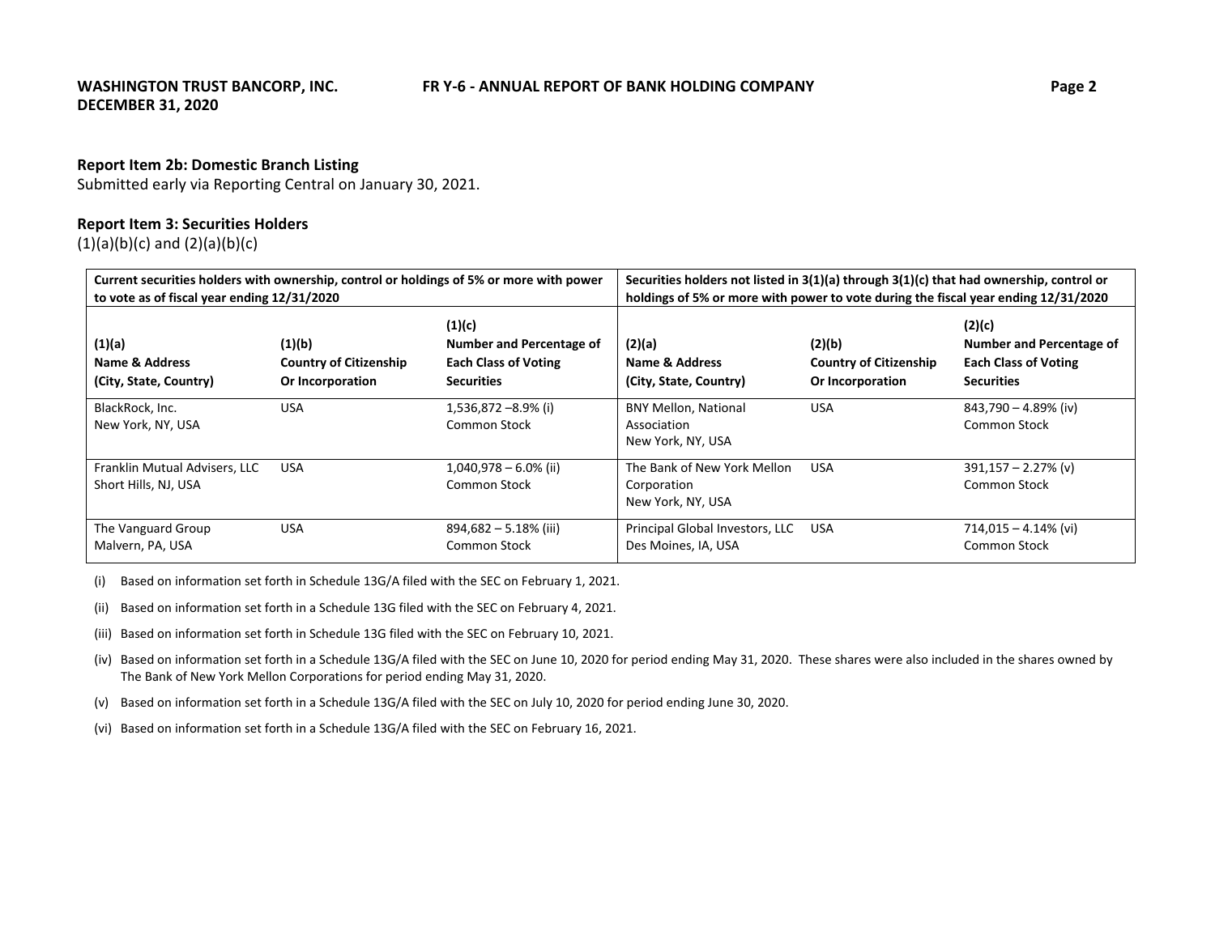## Report Item 2b: Domestic Branch Listing

Submitted early via Reporting Central on January 30, 2021.

## Report Item 3: Securities Holders

(1)(a)(b)(c) and (2)(a)(b)(c)

| Current securities holders with ownership, control or holdings of 5% or more with power to vote as of fiscal year ending 12/31/2020 | | | Securities holders not listed in 3(1)(a) through 3(1)(c) that had ownership, control or holdings of 5% or more with power to vote during the fiscal year ending 12/31/2020 | | |
|---|---|---|---|---|---|
| **(1)(a)<br>Name & Address<br>(City, State, Country)** | **(1)(b)<br>Country of Citizenship<br>Or Incorporation** | **(1)(c)<br>Number and Percentage of Each Class of Voting Securities** | **(2)(a)<br>Name & Address<br>(City, State, Country)** | **(2)(b)<br>Country of Citizenship<br>Or Incorporation** | **(2)(c)<br>Number and Percentage of Each Class of Voting Securities** |
| BlackRock, Inc.<br>New York, NY, USA | USA | 1,536,872 –8.9% (i)<br>Common Stock | BNY Mellon, National Association<br>New York, NY, USA | USA | 843,790 – 4.89% (iv)<br>Common Stock |
| Franklin Mutual Advisers, LLC<br>Short Hills, NJ, USA | USA | 1,040,978 – 6.0% (ii)<br>Common Stock | The Bank of New York Mellon Corporation<br>New York, NY, USA | USA | 391,157 – 2.27% (v)<br>Common Stock |
| The Vanguard Group<br>Malvern, PA, USA | USA | 894,682 – 5.18% (iii)<br>Common Stock | Principal Global Investors, LLC<br>Des Moines, IA, USA | USA | 714,015 – 4.14% (vi)<br>Common Stock |

(i) Based on information set forth in Schedule 13G/A filed with the SEC on February 1, 2021.

(ii) Based on information set forth in a Schedule 13G filed with the SEC on February 4, 2021.

(iii) Based on information set forth in Schedule 13G filed with the SEC on February 10, 2021.

(iv) Based on information set forth in a Schedule 13G/A filed with the SEC on June 10, 2020 for period ending May 31, 2020. These shares were also included in the shares owned by The Bank of New York Mellon Corporations for period ending May 31, 2020.

(v) Based on information set forth in a Schedule 13G/A filed with the SEC on July 10, 2020 for period ending June 30, 2020.

(vi) Based on information set forth in a Schedule 13G/A filed with the SEC on February 16, 2021.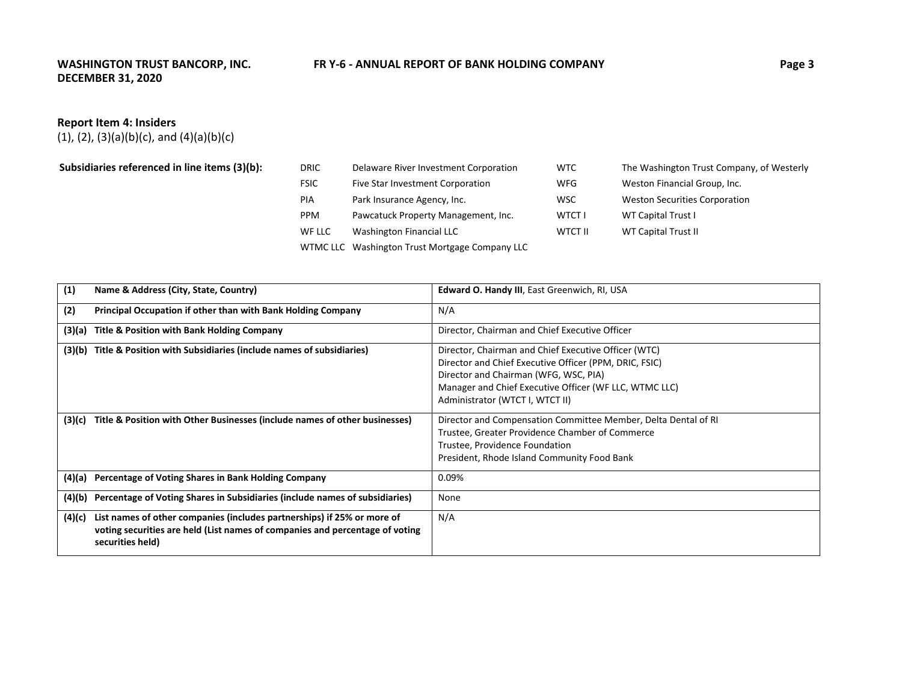## Report Item 4: Insiders

(1), (2), (3)(a)(b)(c), and (4)(a)(b)(c)

**Subsidiaries referenced in line items (3)(b):**

| | | | |
|---|---|---|---|
| DRIC | Delaware River Investment Corporation | WTC | The Washington Trust Company, of Westerly |
| FSIC | Five Star Investment Corporation | WFG | Weston Financial Group, Inc. |
| PIA | Park Insurance Agency, Inc. | WSC | Weston Securities Corporation |
| PPM | Pawcatuck Property Management, Inc. | WTCT I | WT Capital Trust I |
| WF LLC | Washington Financial LLC | WTCT II | WT Capital Trust II |
| WTMC LLC | Washington Trust Mortgage Company LLC | | |

| | | |
|---|---|---|
| **(1)** | **Name & Address (City, State, Country)** | **Edward O. Handy III**, East Greenwich, RI, USA |
| **(2)** | **Principal Occupation if other than with Bank Holding Company** | N/A |
| **(3)(a)** | **Title & Position with Bank Holding Company** | Director, Chairman and Chief Executive Officer |
| **(3)(b)** | **Title & Position with Subsidiaries (include names of subsidiaries)** | Director, Chairman and Chief Executive Officer (WTC)<br>Director and Chief Executive Officer (PPM, DRIC, FSIC)<br>Director and Chairman (WFG, WSC, PIA)<br>Manager and Chief Executive Officer (WF LLC, WTMC LLC)<br>Administrator (WTCT I, WTCT II) |
| **(3)(c)** | **Title & Position with Other Businesses (include names of other businesses)** | Director and Compensation Committee Member, Delta Dental of RI<br>Trustee, Greater Providence Chamber of Commerce<br>Trustee, Providence Foundation<br>President, Rhode Island Community Food Bank |
| **(4)(a)** | **Percentage of Voting Shares in Bank Holding Company** | 0.09% |
| **(4)(b)** | **Percentage of Voting Shares in Subsidiaries (include names of subsidiaries)** | None |
| **(4)(c)** | **List names of other companies (includes partnerships) if 25% or more of voting securities are held (List names of companies and percentage of voting securities held)** | N/A |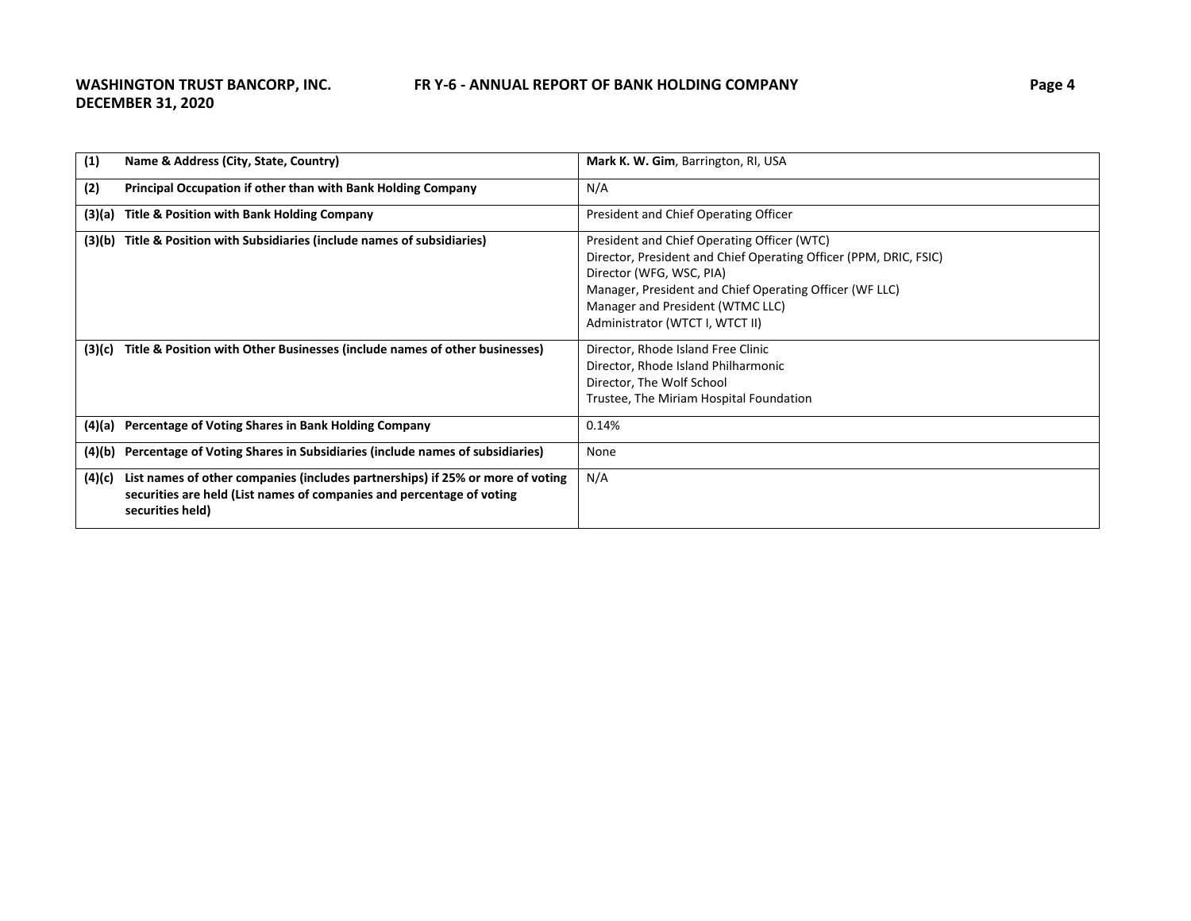| (1) | Name & Address (City, State, Country) | **Mark K. W. Gim**, Barrington, RI, USA |
|---|---|---|
| (2) | Principal Occupation if other than with Bank Holding Company | N/A |
| (3)(a) | Title & Position with Bank Holding Company | President and Chief Operating Officer |
| (3)(b) | Title & Position with Subsidiaries (include names of subsidiaries) | President and Chief Operating Officer (WTC)<br>Director, President and Chief Operating Officer (PPM, DRIC, FSIC)<br>Director (WFG, WSC, PIA)<br>Manager, President and Chief Operating Officer (WF LLC)<br>Manager and President (WTMC LLC)<br>Administrator (WTCT I, WTCT II) |
| (3)(c) | Title & Position with Other Businesses (include names of other businesses) | Director, Rhode Island Free Clinic<br>Director, Rhode Island Philharmonic<br>Director, The Wolf School<br>Trustee, The Miriam Hospital Foundation |
| (4)(a) | Percentage of Voting Shares in Bank Holding Company | 0.14% |
| (4)(b) | Percentage of Voting Shares in Subsidiaries (include names of subsidiaries) | None |
| (4)(c) | List names of other companies (includes partnerships) if 25% or more of voting securities are held (List names of companies and percentage of voting securities held) | N/A |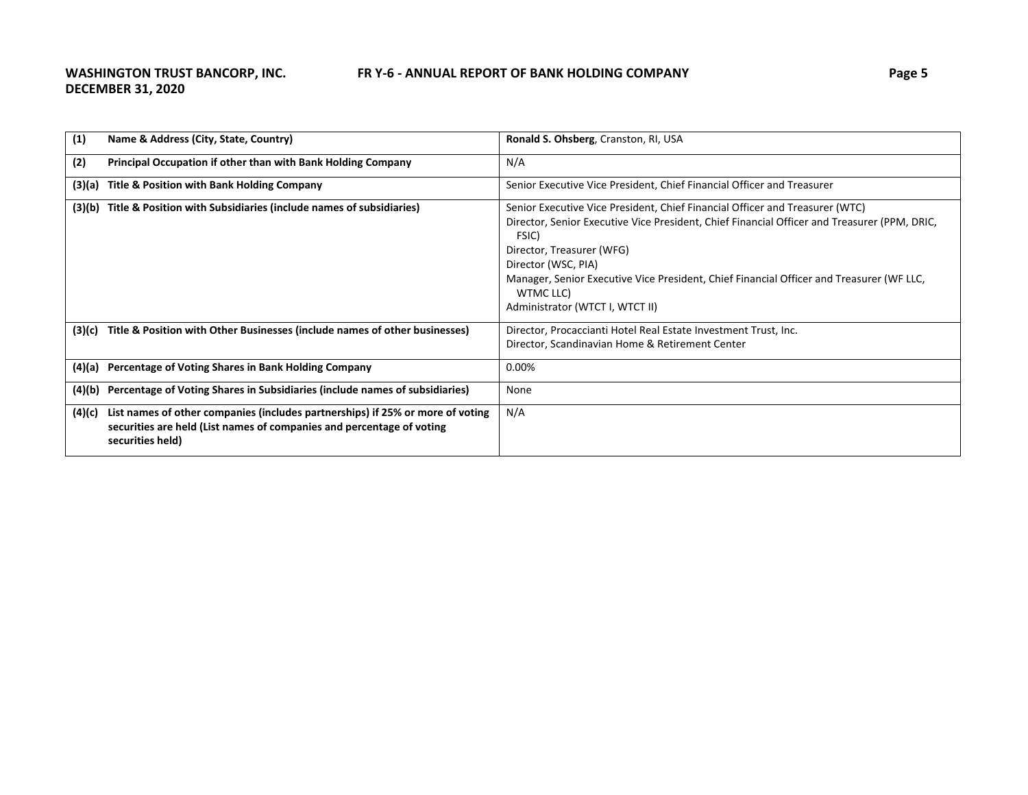| (1) | Name & Address (City, State, Country) | **Ronald S. Ohsberg**, Cranston, RI, USA |
|---|---|---|
| (2) | **Principal Occupation if other than with Bank Holding Company** | N/A |
| (3)(a) | **Title & Position with Bank Holding Company** | Senior Executive Vice President, Chief Financial Officer and Treasurer |
| (3)(b) | **Title & Position with Subsidiaries (include names of subsidiaries)** | Senior Executive Vice President, Chief Financial Officer and Treasurer (WTC)<br>Director, Senior Executive Vice President, Chief Financial Officer and Treasurer (PPM, DRIC, FSIC)<br>Director, Treasurer (WFG)<br>Director (WSC, PIA)<br>Manager, Senior Executive Vice President, Chief Financial Officer and Treasurer (WF LLC, WTMC LLC)<br>Administrator (WTCT I, WTCT II) |
| (3)(c) | **Title & Position with Other Businesses (include names of other businesses)** | Director, Procaccianti Hotel Real Estate Investment Trust, Inc.<br>Director, Scandinavian Home & Retirement Center |
| (4)(a) | **Percentage of Voting Shares in Bank Holding Company** | 0.00% |
| (4)(b) | **Percentage of Voting Shares in Subsidiaries (include names of subsidiaries)** | None |
| (4)(c) | **List names of other companies (includes partnerships) if 25% or more of voting securities are held (List names of companies and percentage of voting securities held)** | N/A |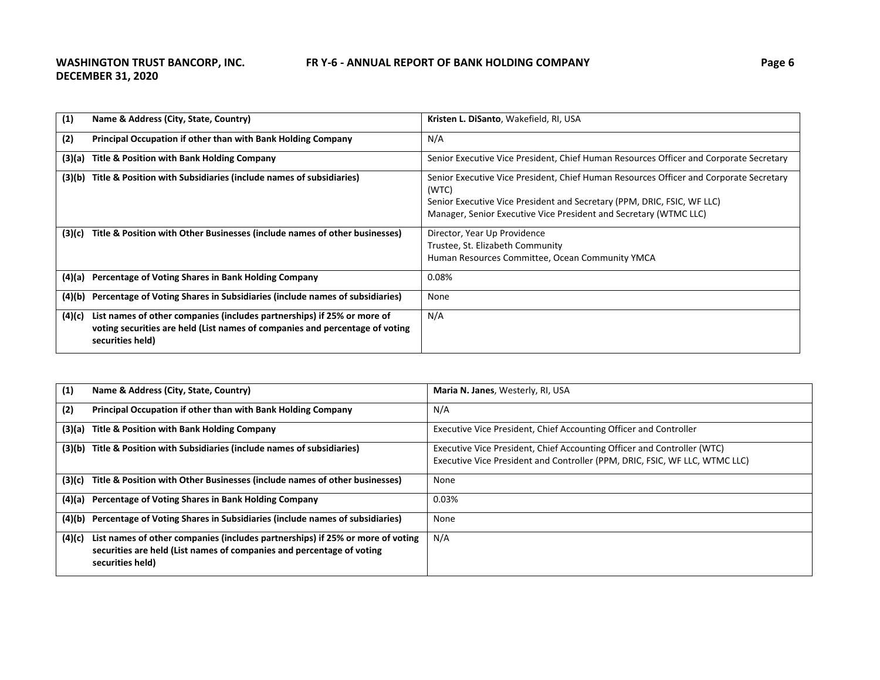| (1) | Name & Address (City, State, Country) | **Kristen L. DiSanto**, Wakefield, RI, USA |
|---|---|---|
| (2) | Principal Occupation if other than with Bank Holding Company | N/A |
| (3)(a) | Title & Position with Bank Holding Company | Senior Executive Vice President, Chief Human Resources Officer and Corporate Secretary |
| (3)(b) | Title & Position with Subsidiaries (include names of subsidiaries) | Senior Executive Vice President, Chief Human Resources Officer and Corporate Secretary (WTC)<br>Senior Executive Vice President and Secretary (PPM, DRIC, FSIC, WF LLC)<br>Manager, Senior Executive Vice President and Secretary (WTMC LLC) |
| (3)(c) | Title & Position with Other Businesses (include names of other businesses) | Director, Year Up Providence<br>Trustee, St. Elizabeth Community<br>Human Resources Committee, Ocean Community YMCA |
| (4)(a) | Percentage of Voting Shares in Bank Holding Company | 0.08% |
| (4)(b) | Percentage of Voting Shares in Subsidiaries (include names of subsidiaries) | None |
| (4)(c) | List names of other companies (includes partnerships) if 25% or more of voting securities are held (List names of companies and percentage of voting securities held) | N/A |

| (1) | Name & Address (City, State, Country) | **Maria N. Janes**, Westerly, RI, USA |
|---|---|---|
| (2) | Principal Occupation if other than with Bank Holding Company | N/A |
| (3)(a) | Title & Position with Bank Holding Company | Executive Vice President, Chief Accounting Officer and Controller |
| (3)(b) | Title & Position with Subsidiaries (include names of subsidiaries) | Executive Vice President, Chief Accounting Officer and Controller (WTC)<br>Executive Vice President and Controller (PPM, DRIC, FSIC, WF LLC, WTMC LLC) |
| (3)(c) | Title & Position with Other Businesses (include names of other businesses) | None |
| (4)(a) | Percentage of Voting Shares in Bank Holding Company | 0.03% |
| (4)(b) | Percentage of Voting Shares in Subsidiaries (include names of subsidiaries) | None |
| (4)(c) | List names of other companies (includes partnerships) if 25% or more of voting securities are held (List names of companies and percentage of voting securities held) | N/A |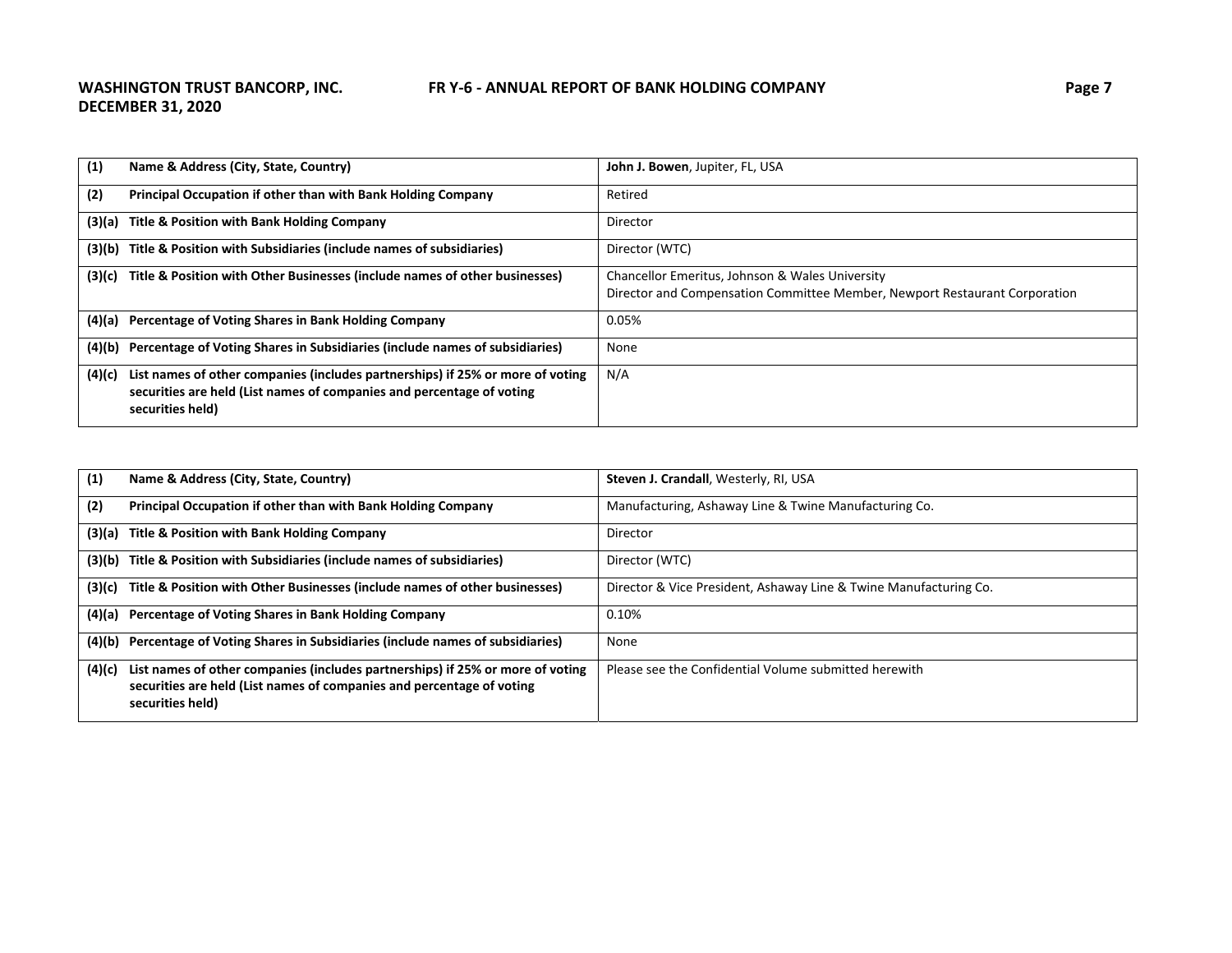| (1) | Name & Address (City, State, Country) | **John J. Bowen**, Jupiter, FL, USA |
|---|---|---|
| (2) | Principal Occupation if other than with Bank Holding Company | Retired |
| (3)(a) | Title & Position with Bank Holding Company | Director |
| (3)(b) | Title & Position with Subsidiaries (include names of subsidiaries) | Director (WTC) |
| (3)(c) | Title & Position with Other Businesses (include names of other businesses) | Chancellor Emeritus, Johnson & Wales University<br>Director and Compensation Committee Member, Newport Restaurant Corporation |
| (4)(a) | Percentage of Voting Shares in Bank Holding Company | 0.05% |
| (4)(b) | Percentage of Voting Shares in Subsidiaries (include names of subsidiaries) | None |
| (4)(c) | List names of other companies (includes partnerships) if 25% or more of voting securities are held (List names of companies and percentage of voting securities held) | N/A |

| (1) | Name & Address (City, State, Country) | **Steven J. Crandall**, Westerly, RI, USA |
|---|---|---|
| (2) | Principal Occupation if other than with Bank Holding Company | Manufacturing, Ashaway Line & Twine Manufacturing Co. |
| (3)(a) | Title & Position with Bank Holding Company | Director |
| (3)(b) | Title & Position with Subsidiaries (include names of subsidiaries) | Director (WTC) |
| (3)(c) | Title & Position with Other Businesses (include names of other businesses) | Director & Vice President, Ashaway Line & Twine Manufacturing Co. |
| (4)(a) | Percentage of Voting Shares in Bank Holding Company | 0.10% |
| (4)(b) | Percentage of Voting Shares in Subsidiaries (include names of subsidiaries) | None |
| (4)(c) | List names of other companies (includes partnerships) if 25% or more of voting securities are held (List names of companies and percentage of voting securities held) | Please see the Confidential Volume submitted herewith |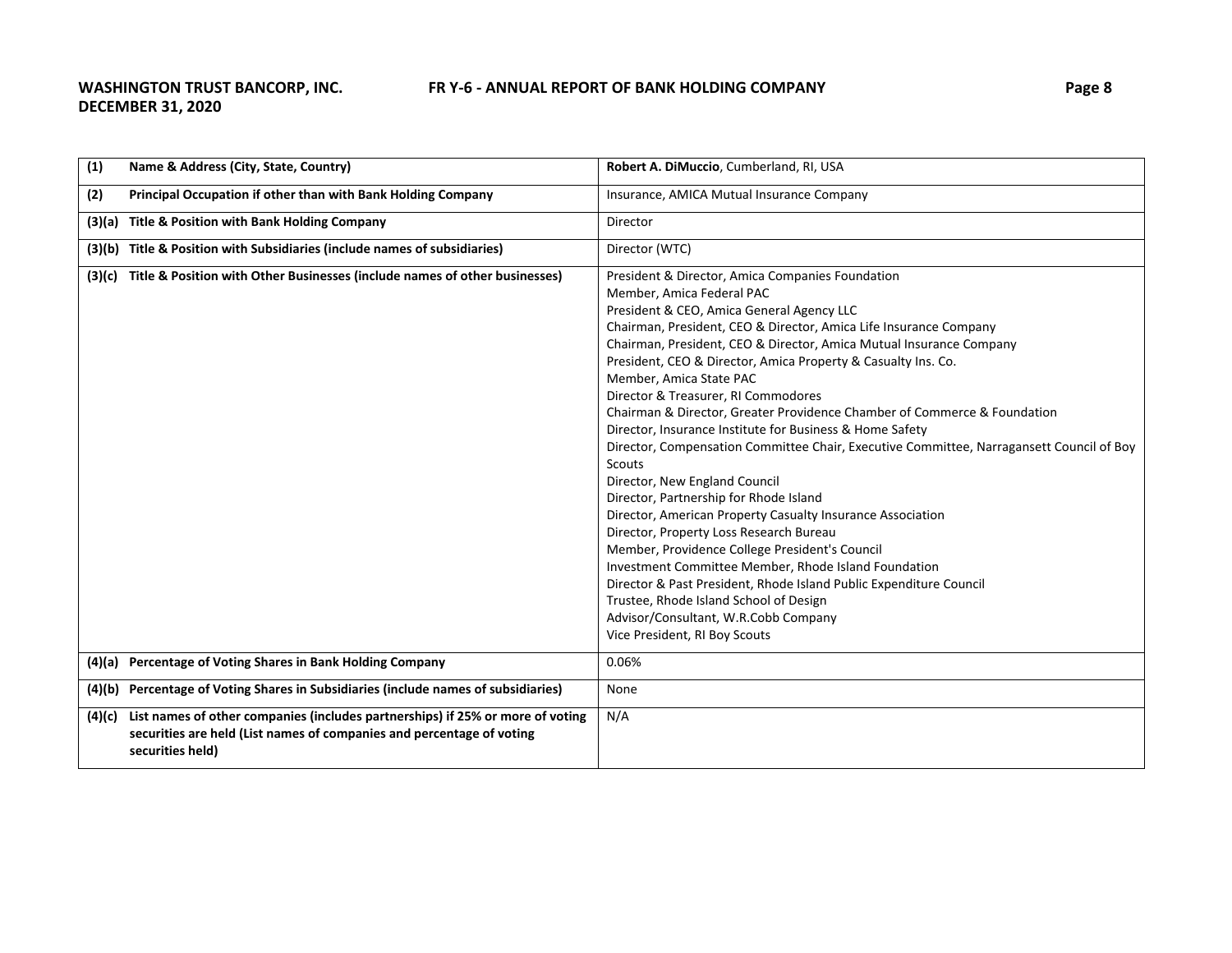| (1) Name & Address (City, State, Country) | **Robert A. DiMuccio**, Cumberland, RI, USA |
|---|---|
| (2) Principal Occupation if other than with Bank Holding Company | Insurance, AMICA Mutual Insurance Company |
| (3)(a) Title & Position with Bank Holding Company | Director |
| (3)(b) Title & Position with Subsidiaries (include names of subsidiaries) | Director (WTC) |
| (3)(c) Title & Position with Other Businesses (include names of other businesses) | President & Director, Amica Companies Foundation<br>Member, Amica Federal PAC<br>President & CEO, Amica General Agency LLC<br>Chairman, President, CEO & Director, Amica Life Insurance Company<br>Chairman, President, CEO & Director, Amica Mutual Insurance Company<br>President, CEO & Director, Amica Property & Casualty Ins. Co.<br>Member, Amica State PAC<br>Director & Treasurer, RI Commodores<br>Chairman & Director, Greater Providence Chamber of Commerce & Foundation<br>Director, Insurance Institute for Business & Home Safety<br>Director, Compensation Committee Chair, Executive Committee, Narragansett Council of Boy Scouts<br>Director, New England Council<br>Director, Partnership for Rhode Island<br>Director, American Property Casualty Insurance Association<br>Director, Property Loss Research Bureau<br>Member, Providence College President's Council<br>Investment Committee Member, Rhode Island Foundation<br>Director & Past President, Rhode Island Public Expenditure Council<br>Trustee, Rhode Island School of Design<br>Advisor/Consultant, W.R.Cobb Company<br>Vice President, RI Boy Scouts |
| (4)(a) Percentage of Voting Shares in Bank Holding Company | 0.06% |
| (4)(b) Percentage of Voting Shares in Subsidiaries (include names of subsidiaries) | None |
| (4)(c) List names of other companies (includes partnerships) if 25% or more of voting securities are held (List names of companies and percentage of voting securities held) | N/A |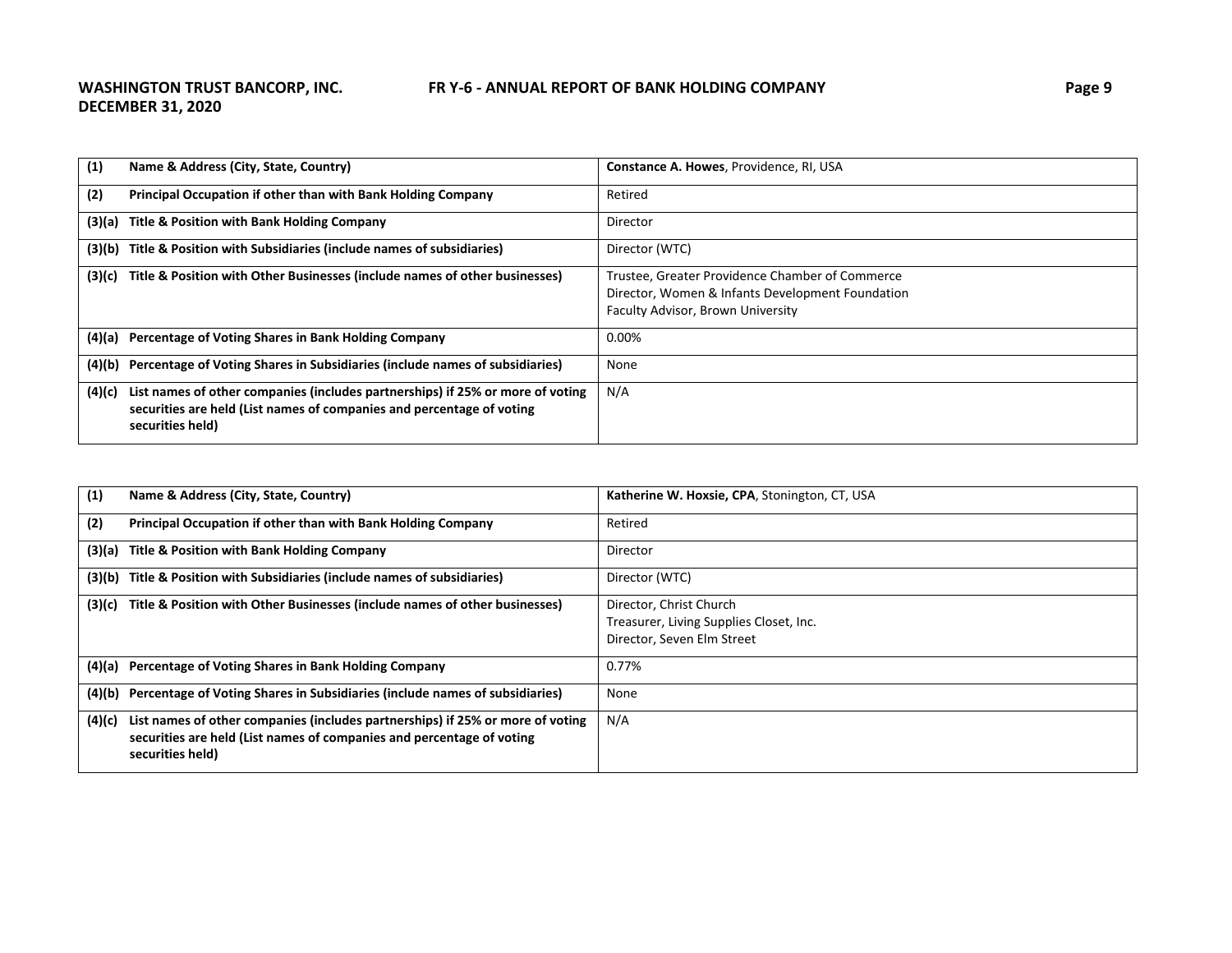| (1) | Name & Address (City, State, Country) | **Constance A. Howes**, Providence, RI, USA |
|---|---|---|
| (2) | Principal Occupation if other than with Bank Holding Company | Retired |
| (3)(a) | Title & Position with Bank Holding Company | Director |
| (3)(b) | Title & Position with Subsidiaries (include names of subsidiaries) | Director (WTC) |
| (3)(c) | Title & Position with Other Businesses (include names of other businesses) | Trustee, Greater Providence Chamber of Commerce<br>Director, Women & Infants Development Foundation<br>Faculty Advisor, Brown University |
| (4)(a) | Percentage of Voting Shares in Bank Holding Company | 0.00% |
| (4)(b) | Percentage of Voting Shares in Subsidiaries (include names of subsidiaries) | None |
| (4)(c) | List names of other companies (includes partnerships) if 25% or more of voting securities are held (List names of companies and percentage of voting securities held) | N/A |

| (1) | Name & Address (City, State, Country) | **Katherine W. Hoxsie, CPA**, Stonington, CT, USA |
|---|---|---|
| (2) | Principal Occupation if other than with Bank Holding Company | Retired |
| (3)(a) | Title & Position with Bank Holding Company | Director |
| (3)(b) | Title & Position with Subsidiaries (include names of subsidiaries) | Director (WTC) |
| (3)(c) | Title & Position with Other Businesses (include names of other businesses) | Director, Christ Church<br>Treasurer, Living Supplies Closet, Inc.<br>Director, Seven Elm Street |
| (4)(a) | Percentage of Voting Shares in Bank Holding Company | 0.77% |
| (4)(b) | Percentage of Voting Shares in Subsidiaries (include names of subsidiaries) | None |
| (4)(c) | List names of other companies (includes partnerships) if 25% or more of voting securities are held (List names of companies and percentage of voting securities held) | N/A |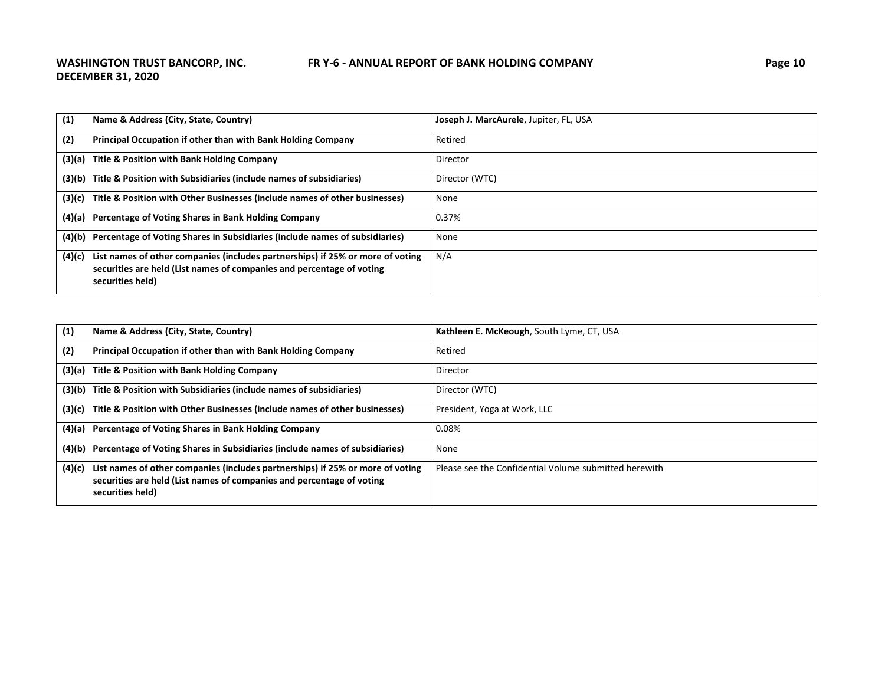| (1) | Name & Address (City, State, Country) | **Joseph J. MarcAurele**, Jupiter, FL, USA |
|---|---|---|
| (2) | Principal Occupation if other than with Bank Holding Company | Retired |
| (3)(a) | Title & Position with Bank Holding Company | Director |
| (3)(b) | Title & Position with Subsidiaries (include names of subsidiaries) | Director (WTC) |
| (3)(c) | Title & Position with Other Businesses (include names of other businesses) | None |
| (4)(a) | Percentage of Voting Shares in Bank Holding Company | 0.37% |
| (4)(b) | Percentage of Voting Shares in Subsidiaries (include names of subsidiaries) | None |
| (4)(c) | List names of other companies (includes partnerships) if 25% or more of voting securities are held (List names of companies and percentage of voting securities held) | N/A |

| (1) | Name & Address (City, State, Country) | **Kathleen E. McKeough**, South Lyme, CT, USA |
|---|---|---|
| (2) | Principal Occupation if other than with Bank Holding Company | Retired |
| (3)(a) | Title & Position with Bank Holding Company | Director |
| (3)(b) | Title & Position with Subsidiaries (include names of subsidiaries) | Director (WTC) |
| (3)(c) | Title & Position with Other Businesses (include names of other businesses) | President, Yoga at Work, LLC |
| (4)(a) | Percentage of Voting Shares in Bank Holding Company | 0.08% |
| (4)(b) | Percentage of Voting Shares in Subsidiaries (include names of subsidiaries) | None |
| (4)(c) | List names of other companies (includes partnerships) if 25% or more of voting securities are held (List names of companies and percentage of voting securities held) | Please see the Confidential Volume submitted herewith |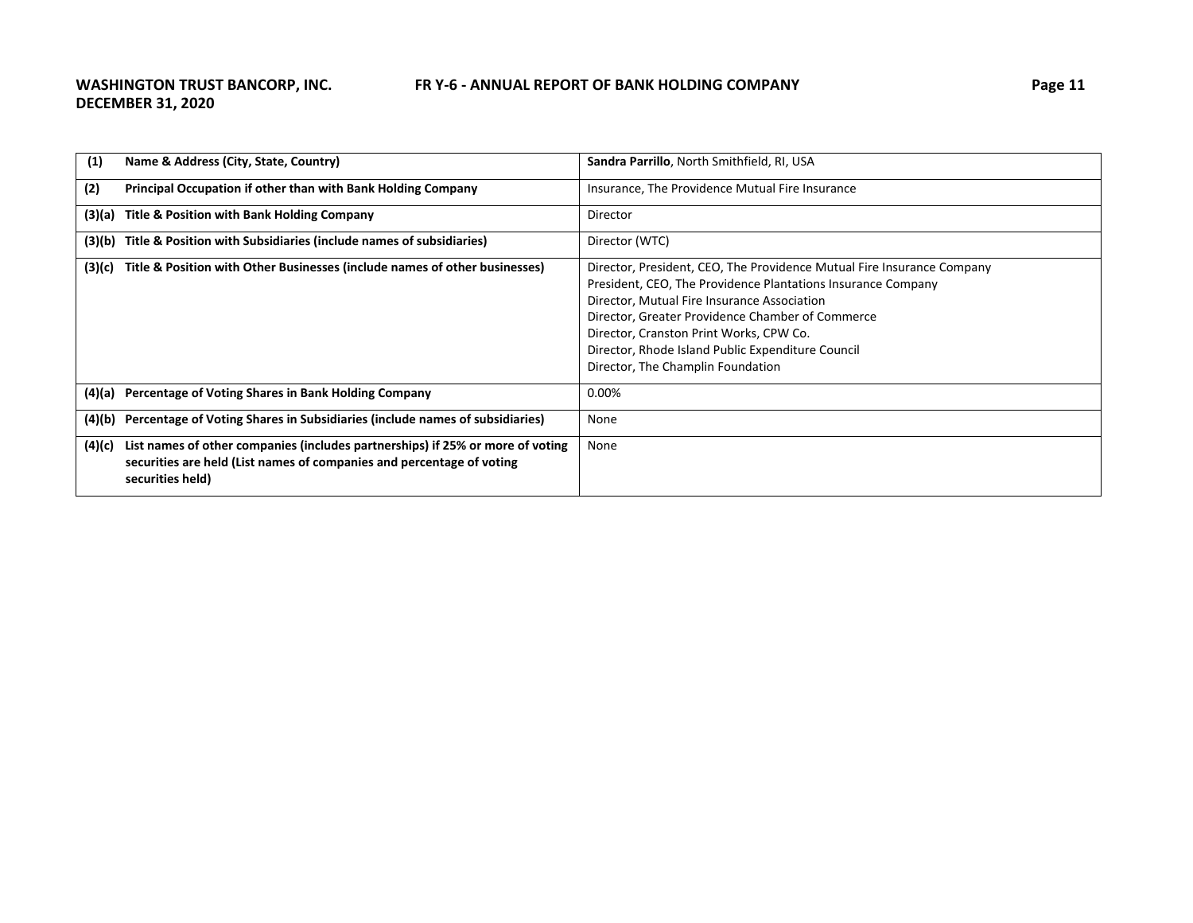| (1) | Name & Address (City, State, Country) | **Sandra Parrillo**, North Smithfield, RI, USA |
|---|---|---|
| (2) | **Principal Occupation if other than with Bank Holding Company** | Insurance, The Providence Mutual Fire Insurance |
| (3)(a) | **Title & Position with Bank Holding Company** | Director |
| (3)(b) | **Title & Position with Subsidiaries (include names of subsidiaries)** | Director (WTC) |
| (3)(c) | **Title & Position with Other Businesses (include names of other businesses)** | Director, President, CEO, The Providence Mutual Fire Insurance Company<br>President, CEO, The Providence Plantations Insurance Company<br>Director, Mutual Fire Insurance Association<br>Director, Greater Providence Chamber of Commerce<br>Director, Cranston Print Works, CPW Co.<br>Director, Rhode Island Public Expenditure Council<br>Director, The Champlin Foundation |
| (4)(a) | **Percentage of Voting Shares in Bank Holding Company** | 0.00% |
| (4)(b) | **Percentage of Voting Shares in Subsidiaries (include names of subsidiaries)** | None |
| (4)(c) | **List names of other companies (includes partnerships) if 25% or more of voting securities are held (List names of companies and percentage of voting securities held)** | None |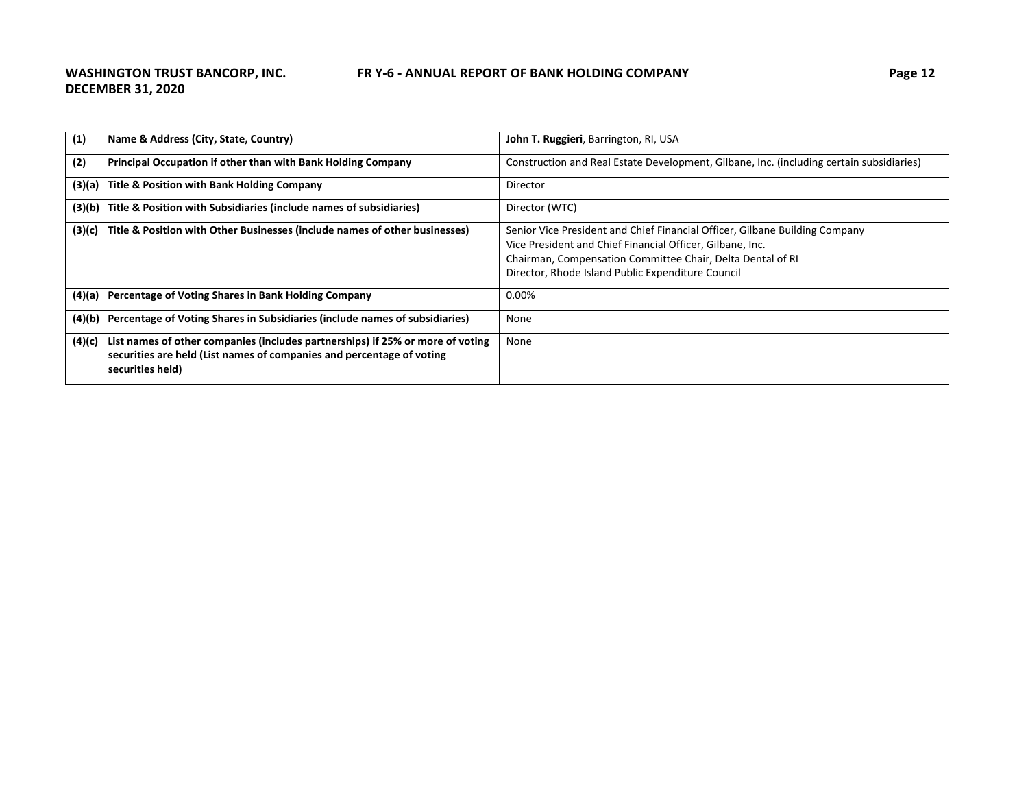| (1) | Name & Address (City, State, Country) | **John T. Ruggieri**, Barrington, RI, USA |
|---|---|---|
| (2) | **Principal Occupation if other than with Bank Holding Company** | Construction and Real Estate Development, Gilbane, Inc. (including certain subsidiaries) |
| (3)(a) | **Title & Position with Bank Holding Company** | Director |
| (3)(b) | **Title & Position with Subsidiaries (include names of subsidiaries)** | Director (WTC) |
| (3)(c) | **Title & Position with Other Businesses (include names of other businesses)** | Senior Vice President and Chief Financial Officer, Gilbane Building Company<br>Vice President and Chief Financial Officer, Gilbane, Inc.<br>Chairman, Compensation Committee Chair, Delta Dental of RI<br>Director, Rhode Island Public Expenditure Council |
| (4)(a) | **Percentage of Voting Shares in Bank Holding Company** | 0.00% |
| (4)(b) | **Percentage of Voting Shares in Subsidiaries (include names of subsidiaries)** | None |
| (4)(c) | **List names of other companies (includes partnerships) if 25% or more of voting securities are held (List names of companies and percentage of voting securities held)** | None |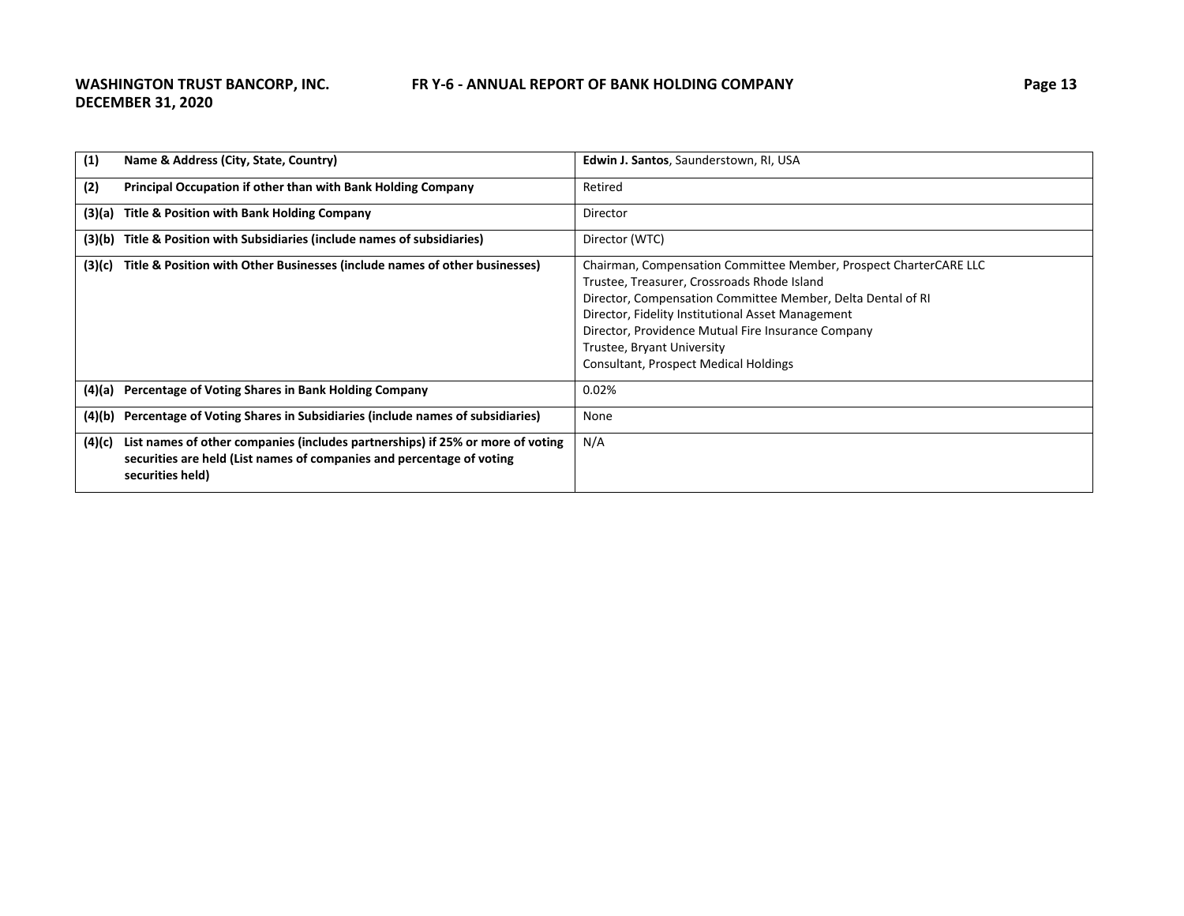| | | |
|---|---|---|
| (1) | Name & Address (City, State, Country) | **Edwin J. Santos**, Saunderstown, RI, USA |
| (2) | Principal Occupation if other than with Bank Holding Company | Retired |
| (3)(a) | Title & Position with Bank Holding Company | Director |
| (3)(b) | Title & Position with Subsidiaries (include names of subsidiaries) | Director (WTC) |
| (3)(c) | Title & Position with Other Businesses (include names of other businesses) | Chairman, Compensation Committee Member, Prospect CharterCARE LLC<br>Trustee, Treasurer, Crossroads Rhode Island<br>Director, Compensation Committee Member, Delta Dental of RI<br>Director, Fidelity Institutional Asset Management<br>Director, Providence Mutual Fire Insurance Company<br>Trustee, Bryant University<br>Consultant, Prospect Medical Holdings |
| (4)(a) | Percentage of Voting Shares in Bank Holding Company | 0.02% |
| (4)(b) | Percentage of Voting Shares in Subsidiaries (include names of subsidiaries) | None |
| (4)(c) | List names of other companies (includes partnerships) if 25% or more of voting securities are held (List names of companies and percentage of voting securities held) | N/A |